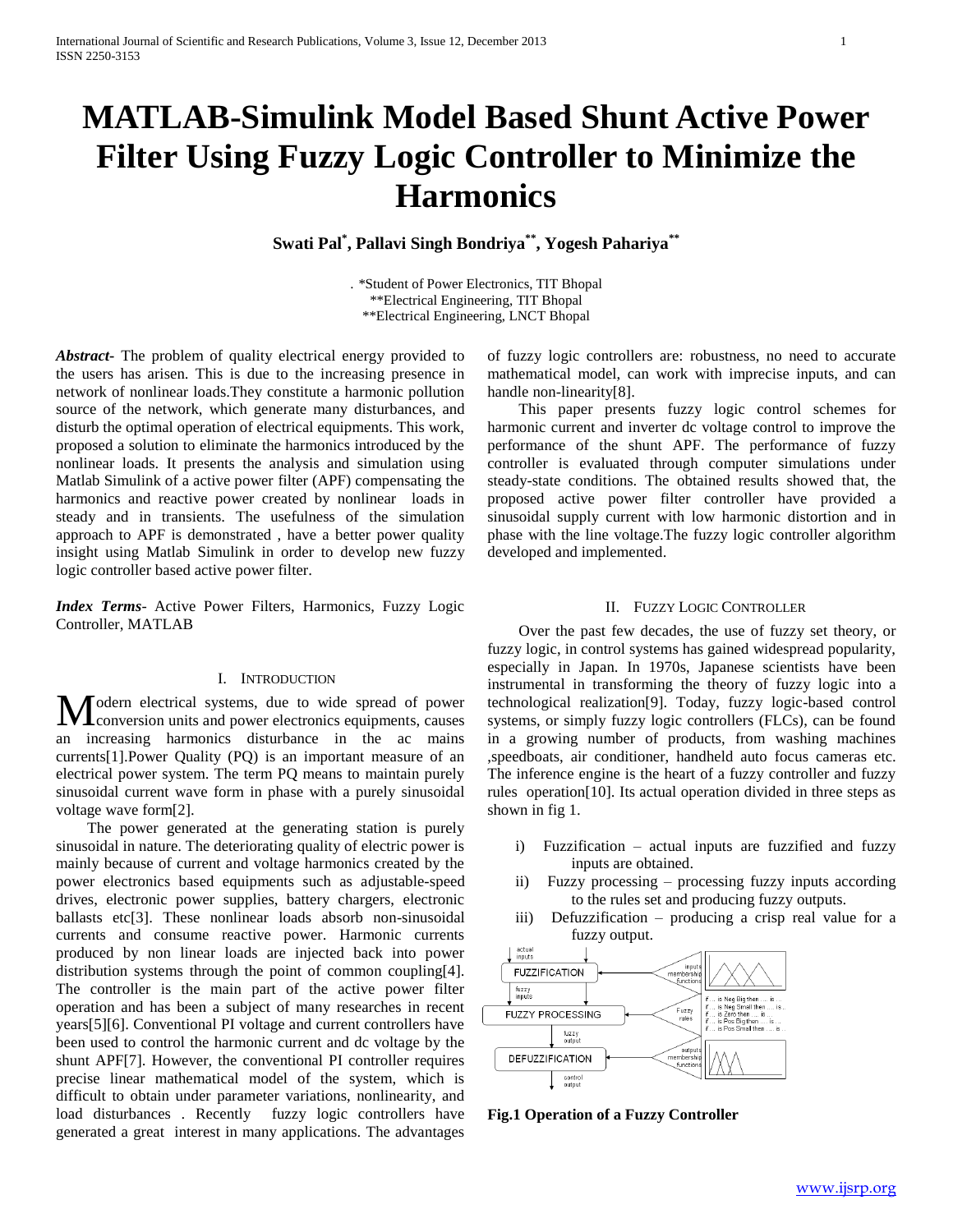# MATLAB-Simulink Model Based Shunt Active Power Filter Using Fuzzy Logic Controller to Minimize the Harmonics

**Swati Pal[*], Pallavi Singh Bondriya[**], Yogesh Pahariya[**]**

. *Student of Power Electronics, TIT Bhopal
**Electrical Engineering, TIT Bhopal
**Electrical Engineering, LNCT Bhopal

***Abstract***- The problem of quality electrical energy provided to the users has arisen. This is due to the increasing presence in network of nonlinear loads.They constitute a harmonic pollution source of the network, which generate many disturbances, and disturb the optimal operation of electrical equipments. This work, proposed a solution to eliminate the harmonics introduced by the nonlinear loads. It presents the analysis and simulation using Matlab Simulink of a active power filter (APF) compensating the harmonics and reactive power created by nonlinear loads in steady and in transients. The usefulness of the simulation approach to APF is demonstrated , have a better power quality insight using Matlab Simulink in order to develop new fuzzy logic controller based active power filter.

***Index Terms***- Active Power Filters, Harmonics, Fuzzy Logic Controller, MATLAB

## I. Introduction

Modern electrical systems, due to wide spread of power conversion units and power electronics equipments, causes an increasing harmonics disturbance in the ac mains currents[1].Power Quality (PQ) is an important measure of an electrical power system. The term PQ means to maintain purely sinusoidal current wave form in phase with a purely sinusoidal voltage wave form[2].

The power generated at the generating station is purely sinusoidal in nature. The deteriorating quality of electric power is mainly because of current and voltage harmonics created by the power electronics based equipments such as adjustable-speed drives, electronic power supplies, battery chargers, electronic ballasts etc[3]. These nonlinear loads absorb non-sinusoidal currents and consume reactive power. Harmonic currents produced by non linear loads are injected back into power distribution systems through the point of common coupling[4]. The controller is the main part of the active power filter operation and has been a subject of many researches in recent years[5][6]. Conventional PI voltage and current controllers have been used to control the harmonic current and dc voltage by the shunt APF[7]. However, the conventional PI controller requires precise linear mathematical model of the system, which is difficult to obtain under parameter variations, nonlinearity, and load disturbances . Recently fuzzy logic controllers have generated a great interest in many applications. The advantages of fuzzy logic controllers are: robustness, no need to accurate mathematical model, can work with imprecise inputs, and can handle non-linearity[8].

This paper presents fuzzy logic control schemes for harmonic current and inverter dc voltage control to improve the performance of the shunt APF. The performance of fuzzy controller is evaluated through computer simulations under steady-state conditions. The obtained results showed that, the proposed active power filter controller have provided a sinusoidal supply current with low harmonic distortion and in phase with the line voltage.The fuzzy logic controller algorithm developed and implemented.

## II. Fuzzy Logic Controller

Over the past few decades, the use of fuzzy set theory, or fuzzy logic, in control systems has gained widespread popularity, especially in Japan. In 1970s, Japanese scientists have been instrumental in transforming the theory of fuzzy logic into a technological realization[9]. Today, fuzzy logic-based control systems, or simply fuzzy logic controllers (FLCs), can be found in a growing number of products, from washing machines ,speedboats, air conditioner, handheld auto focus cameras etc. The inference engine is the heart of a fuzzy controller and fuzzy rules operation[10]. Its actual operation divided in three steps as shown in fig 1.

i) Fuzzification – actual inputs are fuzzified and fuzzy inputs are obtained.
ii) Fuzzy processing – processing fuzzy inputs according to the rules set and producing fuzzy outputs.
iii) Defuzzification – producing a crisp real value for a fuzzy output.

**Fig.1 Operation of a Fuzzy Controller**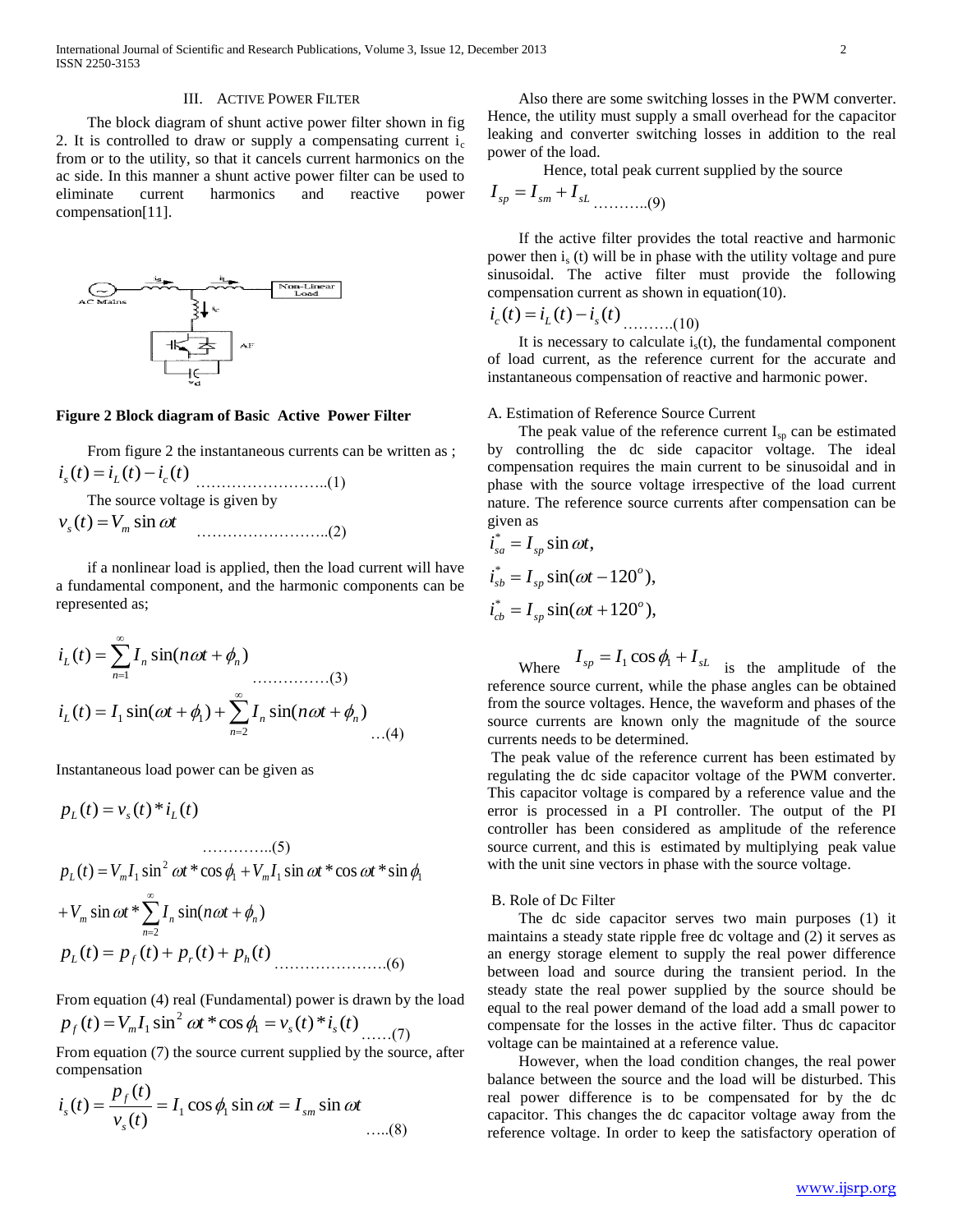## III. Active Power Filter

The block diagram of shunt active power filter shown in fig 2. It is controlled to draw or supply a compensating current $i_c$ from or to the utility, so that it cancels current harmonics on the ac side. In this manner a shunt active power filter can be used to eliminate current harmonics and reactive power compensation[11].

**Figure 2 Block diagram of Basic Active Power Filter**

From figure 2 the instantaneous currents can be written as ;

$$i_s(t) = i_L(t) - i_c(t) \quad \text{……………………..(1)}$$

The source voltage is given by

$$v_s(t) = V_m \sin \omega t \quad \text{……………………..(2)}$$

if a nonlinear load is applied, then the load current will have a fundamental component, and the harmonic components can be represented as;

$$i_L(t) = \sum_{n=1}^{\infty} I_n \sin(n\omega t + \phi_n) \quad \text{……………(3)}$$

$$i_L(t) = I_1 \sin(\omega t + \phi_1) + \sum_{n=2}^{\infty} I_n \sin(n\omega t + \phi_n) \quad \text{…(4)}$$

Instantaneous load power can be given as

$$p_L(t) = v_s(t) * i_L(t) \quad \text{…………..(5)}$$

$$p_L(t) = V_m I_1 \sin^2 \omega t * \cos \phi_1 + V_m I_1 \sin \omega t * \cos \omega t * \sin \phi_1 + V_m \sin \omega t * \sum_{n=2}^{\infty} I_n \sin(n\omega t + \phi_n)$$

$$p_L(t) = p_f(t) + p_r(t) + p_h(t) \quad \text{…………………(6)}$$

From equation (4) real (Fundamental) power is drawn by the load

$$p_f(t) = V_m I_1 \sin^2 \omega t * \cos \phi_1 = v_s(t) * i_s(t) \quad \text{……(7)}$$

From equation (7) the source current supplied by the source, after compensation

$$i_s(t) = \frac{p_f(t)}{v_s(t)} = I_1 \cos \phi_1 \sin \omega t = I_{sm} \sin \omega t \quad \text{…..(8)}$$

Also there are some switching losses in the PWM converter. Hence, the utility must supply a small overhead for the capacitor leaking and converter switching losses in addition to the real power of the load.

Hence, total peak current supplied by the source

$$I_{sp} = I_{sm} + I_{sL} \quad \text{………..(9)}$$

If the active filter provides the total reactive and harmonic power then $i_s(t)$ will be in phase with the utility voltage and pure sinusoidal. The active filter must provide the following compensation current as shown in equation(10).

$$i_c(t) = i_L(t) - i_s(t) \quad \text{……….(10)}$$

It is necessary to calculate $i_s(t)$, the fundamental component of load current, as the reference current for the accurate and instantaneous compensation of reactive and harmonic power.

### A. Estimation of Reference Source Current

The peak value of the reference current $I_{sp}$ can be estimated by controlling the dc side capacitor voltage. The ideal compensation requires the main current to be sinusoidal and in phase with the source voltage irrespective of the load current nature. The reference source currents after compensation can be given as

$$i_{sa}^* = I_{sp} \sin \omega t,$$

$$i_{sb}^* = I_{sp} \sin(\omega t - 120^o),$$

$$i_{cb}^* = I_{sp} \sin(\omega t + 120^o),$$

Where $I_{sp} = I_1 \cos \phi_1 + I_{sL}$ is the amplitude of the reference source current, while the phase angles can be obtained from the source voltages. Hence, the waveform and phases of the source currents are known only the magnitude of the source currents needs to be determined.

The peak value of the reference current has been estimated by regulating the dc side capacitor voltage of the PWM converter. This capacitor voltage is compared by a reference value and the error is processed in a PI controller. The output of the PI controller has been considered as amplitude of the reference source current, and this is estimated by multiplying peak value with the unit sine vectors in phase with the source voltage.

### B. Role of Dc Filter

The dc side capacitor serves two main purposes (1) it maintains a steady state ripple free dc voltage and (2) it serves as an energy storage element to supply the real power difference between load and source during the transient period. In the steady state the real power supplied by the source should be equal to the real power demand of the load add a small power to compensate for the losses in the active filter. Thus dc capacitor voltage can be maintained at a reference value.

However, when the load condition changes, the real power balance between the source and the load will be disturbed. This real power difference is to be compensated for by the dc capacitor. This changes the dc capacitor voltage away from the reference voltage. In order to keep the satisfactory operation of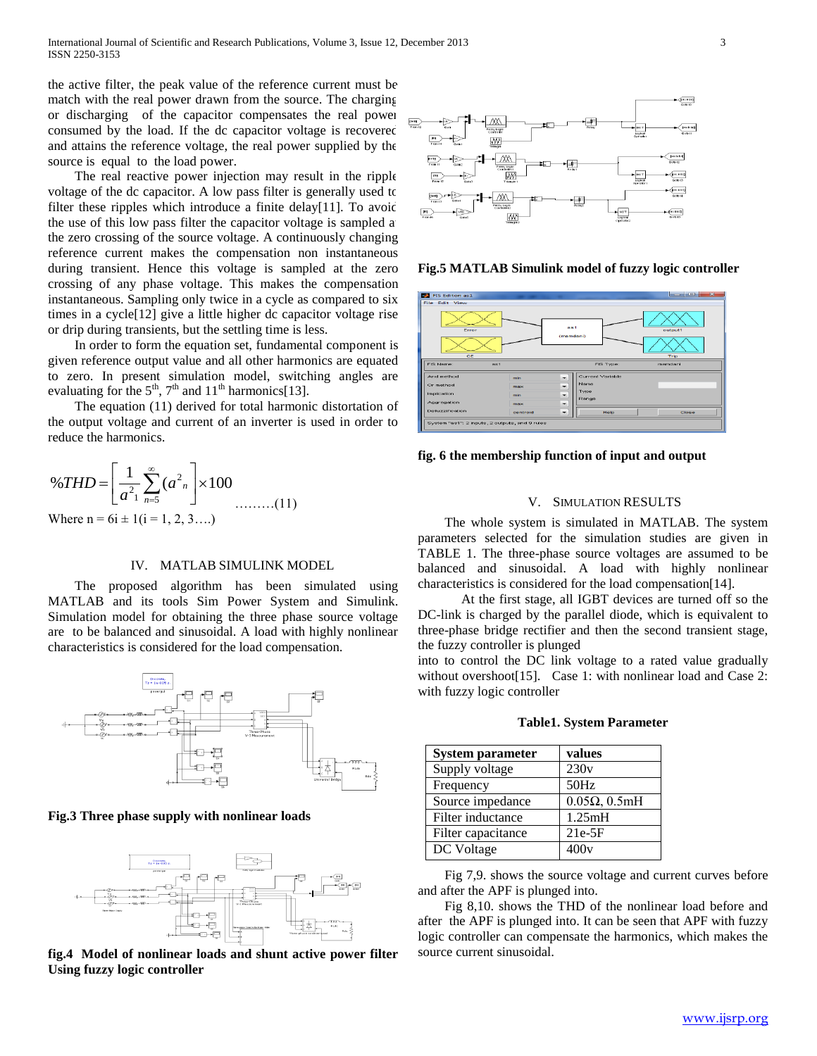the active filter, the peak value of the reference current must be match with the real power drawn from the source. The charging or discharging of the capacitor compensates the real power consumed by the load. If the dc capacitor voltage is recovered and attains the reference voltage, the real power supplied by the source is equal to the load power.

The real reactive power injection may result in the ripple voltage of the dc capacitor. A low pass filter is generally used to filter these ripples which introduce a finite delay[11]. To avoid the use of this low pass filter the capacitor voltage is sampled at the zero crossing of the source voltage. A continuously changing reference current makes the compensation non instantaneous during transient. Hence this voltage is sampled at the zero crossing of any phase voltage. This makes the compensation instantaneous. Sampling only twice in a cycle as compared to six times in a cycle[12] give a little higher dc capacitor voltage rise or drip during transients, but the settling time is less.

In order to form the equation set, fundamental component is given reference output value and all other harmonics are equated to zero. In present simulation model, switching angles are evaluating for the 5th, 7th and 11th harmonics[13].

The equation (11) derived for total harmonic distortation of the output voltage and current of an inverter is used in order to reduce the harmonics.

$$\%THD = \left[ \frac{1}{a^2_1} \sum_{n=5}^{\infty} (a^2{}_n \right] \times 100 \quad \text{………(11)}$$

Where n = 6i ± 1(i = 1, 2, 3….)

## IV. MATLAB SIMULINK MODEL

The proposed algorithm has been simulated using MATLAB and its tools Sim Power System and Simulink. Simulation model for obtaining the three phase source voltage are to be balanced and sinusoidal. A load with highly nonlinear characteristics is considered for the load compensation.

**Fig.3 Three phase supply with nonlinear loads**

**fig.4 Model of nonlinear loads and shunt active power filter Using fuzzy logic controller**

**Fig.5 MATLAB Simulink model of fuzzy logic controller**

**fig. 6 the membership function of input and output**

## V. SIMULATION RESULTS

The whole system is simulated in MATLAB. The system parameters selected for the simulation studies are given in TABLE 1. The three-phase source voltages are assumed to be balanced and sinusoidal. A load with highly nonlinear characteristics is considered for the load compensation[14].

At the first stage, all IGBT devices are turned off so the DC-link is charged by the parallel diode, which is equivalent to three-phase bridge rectifier and then the second transient stage, the fuzzy controller is plunged

into to control the DC link voltage to a rated value gradually without overshoot[15]. Case 1: with nonlinear load and Case 2: with fuzzy logic controller

**Table1. System Parameter**

| System parameter | values |
|---|---|
| Supply voltage | 230v |
| Frequency | 50Hz |
| Source impedance | 0.05Ω, 0.5mH |
| Filter inductance | 1.25mH |
| Filter capacitance | 21e-5F |
| DC Voltage | 400v |

Fig 7,9. shows the source voltage and current curves before and after the APF is plunged into.

Fig 8,10. shows the THD of the nonlinear load before and after the APF is plunged into. It can be seen that APF with fuzzy logic controller can compensate the harmonics, which makes the source current sinusoidal.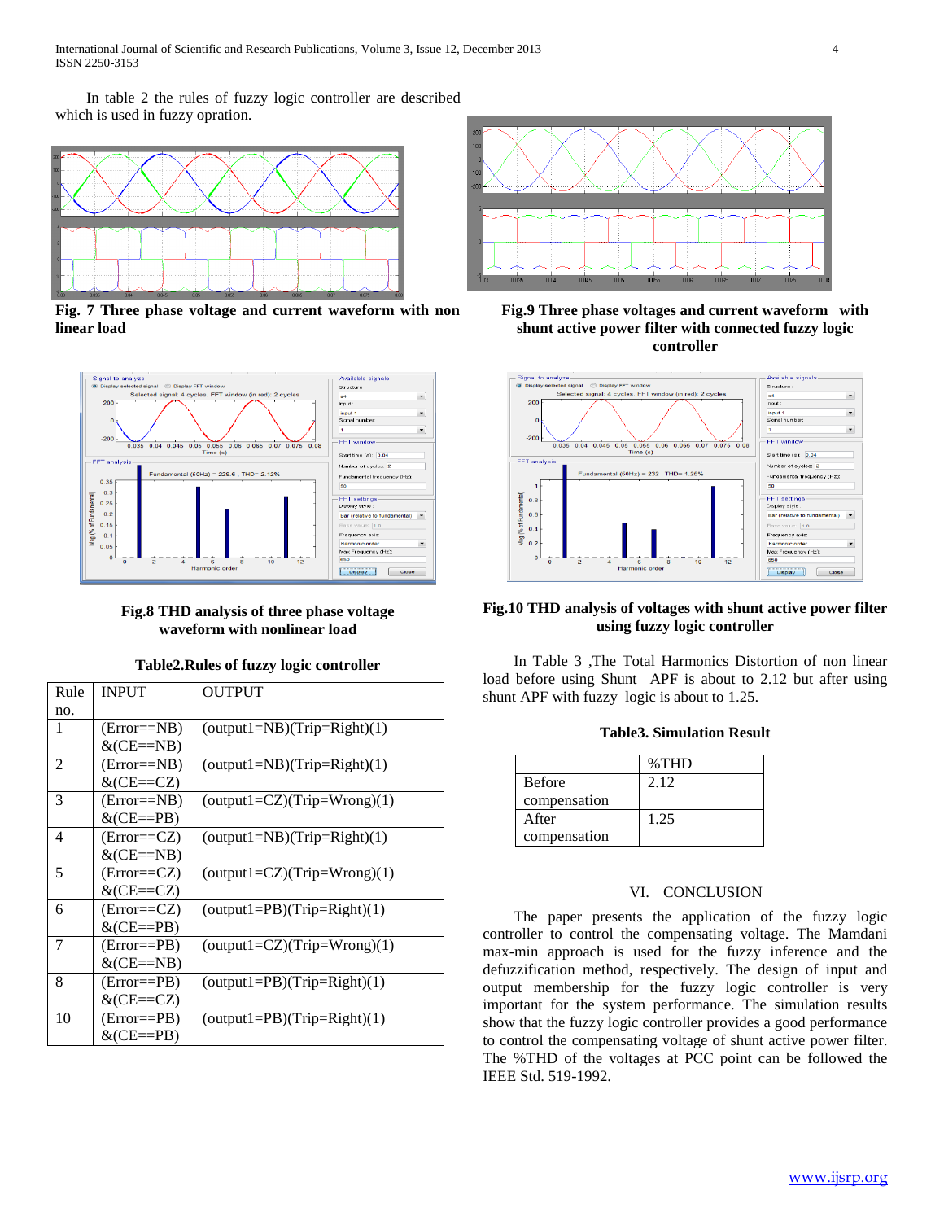In table 2 the rules of fuzzy logic controller are described which is used in fuzzy opration.

**Fig. 7 Three phase voltage and current waveform with non linear load**

**Fig.8 THD analysis of three phase voltage waveform with nonlinear load**

**Table2.Rules of fuzzy logic controller**

| Rule no. | INPUT | OUTPUT |
|---|---|---|
| 1 | (Error==NB) &(CE==NB) | (output1=NB)(Trip=Right)(1) |
| 2 | (Error==NB) &(CE==CZ) | (output1=NB)(Trip=Right)(1) |
| 3 | (Error==NB) &(CE==PB) | (output1=CZ)(Trip=Wrong)(1) |
| 4 | (Error==CZ) &(CE==NB) | (output1=NB)(Trip=Right)(1) |
| 5 | (Error==CZ) &(CE==CZ) | (output1=CZ)(Trip=Wrong)(1) |
| 6 | (Error==CZ) &(CE==PB) | (output1=PB)(Trip=Right)(1) |
| 7 | (Error==PB) &(CE==NB) | (output1=CZ)(Trip=Wrong)(1) |
| 8 | (Error==PB) &(CE==CZ) | (output1=PB)(Trip=Right)(1) |
| 10 | (Error==PB) &(CE==PB) | (output1=PB)(Trip=Right)(1) |

**Fig.9 Three phase voltages and current waveform with shunt active power filter with connected fuzzy logic controller**

**Fig.10 THD analysis of voltages with shunt active power filter using fuzzy logic controller**

In Table 3 ,The Total Harmonics Distortion of non linear load before using Shunt APF is about to 2.12 but after using shunt APF with fuzzy logic is about to 1.25.

**Table3. Simulation Result**

| | %THD |
|---|---|
| Before compensation | 2.12 |
| After compensation | 1.25 |

## VI. CONCLUSION

The paper presents the application of the fuzzy logic controller to control the compensating voltage. The Mamdani max-min approach is used for the fuzzy inference and the defuzzification method, respectively. The design of input and output membership for the fuzzy logic controller is very important for the system performance. The simulation results show that the fuzzy logic controller provides a good performance to control the compensating voltage of shunt active power filter. The %THD of the voltages at PCC point can be followed the IEEE Std. 519-1992.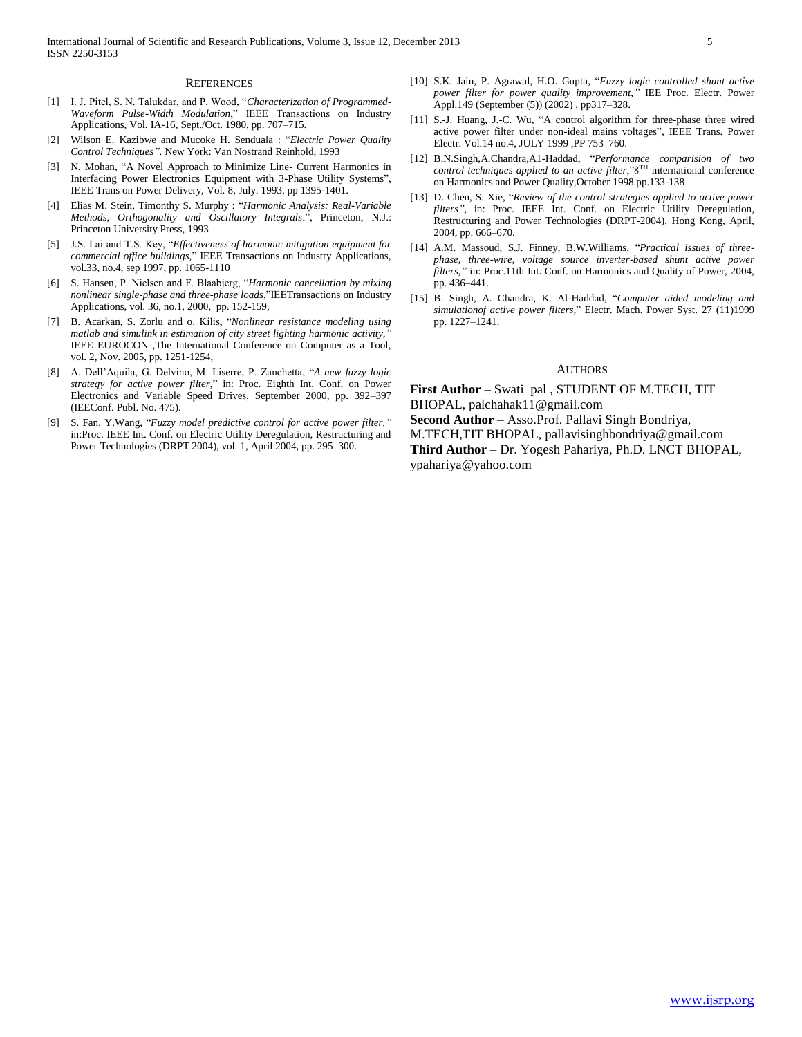## REFERENCES

[1] I. J. Pitel, S. N. Talukdar, and P. Wood, "*Characterization of Programmed-Waveform Pulse-Width Modulation*," IEEE Transactions on Industry Applications, Vol. IA-16, Sept./Oct. 1980, pp. 707–715.

[2] Wilson E. Kazibwe and Mucoke H. Senduala : "*Electric Power Quality Control Techniques".* New York: Van Nostrand Reinhold, 1993

[3] N. Mohan, "A Novel Approach to Minimize Line- Current Harmonics in Interfacing Power Electronics Equipment with 3-Phase Utility Systems", IEEE Trans on Power Delivery, Vol. 8, July. 1993, pp 1395-1401.

[4] Elias M. Stein, Timonthy S. Murphy : "*Harmonic Analysis: Real-Variable Methods, Orthogonality and Oscillatory Integrals*.", Princeton, N.J.: Princeton University Press, 1993

[5] J.S. Lai and T.S. Key, "*Effectiveness of harmonic mitigation equipment for commercial office buildings,*" IEEE Transactions on Industry Applications, vol.33, no.4, sep 1997, pp. 1065-1110

[6] S. Hansen, P. Nielsen and F. Blaabjerg, "*Harmonic cancellation by mixing nonlinear single-phase and three-phase loads*,"IEETransactions on Industry Applications, vol. 36, no.1, 2000, pp. 152-159,

[7] B. Acarkan, S. Zorlu and o. Kilis, "*Nonlinear resistance modeling using matlab and simulink in estimation of city street lighting harmonic activity,"* IEEE EUROCON ,The International Conference on Computer as a Tool, vol. 2, Nov. 2005, pp. 1251-1254,

[8] A. Dell'Aquila, G. Delvino, M. Liserre, P. Zanchetta, "*A new fuzzy logic strategy for active power filter,*" in: Proc. Eighth Int. Conf. on Power Electronics and Variable Speed Drives, September 2000, pp. 392–397 (IEEConf. Publ. No. 475).

[9] S. Fan, Y.Wang, "*Fuzzy model predictive control for active power filter,"* in:Proc. IEEE Int. Conf. on Electric Utility Deregulation, Restructuring and Power Technologies (DRPT 2004), vol. 1, April 2004, pp. 295–300.

[10] S.K. Jain, P. Agrawal, H.O. Gupta, "*Fuzzy logic controlled shunt active power filter for power quality improvement,"* IEE Proc. Electr. Power Appl.149 (September (5)) (2002) , pp317–328.

[11] S.-J. Huang, J.-C. Wu, "A control algorithm for three-phase three wired active power filter under non-ideal mains voltages", IEEE Trans. Power Electr. Vol.14 no.4, JULY 1999 ,PP 753–760.

[12] B.N.Singh,A.Chandra,A1-Haddad, "*Performance comparision of two control techniques applied to an active filter*,"8TH international conference on Harmonics and Power Quality,October 1998.pp.133-138

[13] D. Chen, S. Xie, "*Review of the control strategies applied to active power filters"*, in: Proc. IEEE Int. Conf. on Electric Utility Deregulation, Restructuring and Power Technologies (DRPT-2004), Hong Kong, April, 2004, pp. 666–670.

[14] A.M. Massoud, S.J. Finney, B.W.Williams, "*Practical issues of three-phase, three-wire, voltage source inverter-based shunt active power filters,"* in: Proc.11th Int. Conf. on Harmonics and Quality of Power, 2004, pp. 436–441.

[15] B. Singh, A. Chandra, K. Al-Haddad, "*Computer aided modeling and simulationof active power filters*," Electr. Mach. Power Syst. 27 (11)1999 pp. 1227–1241.

## AUTHORS

**First Author** – Swati pal , STUDENT OF M.TECH, TIT BHOPAL, palchahak11@gmail.com

**Second Author** – Asso.Prof. Pallavi Singh Bondriya, M.TECH,TIT BHOPAL, pallavisinghbondriya@gmail.com

**Third Author** – Dr. Yogesh Pahariya, Ph.D. LNCT BHOPAL, ypahariya@yahoo.com